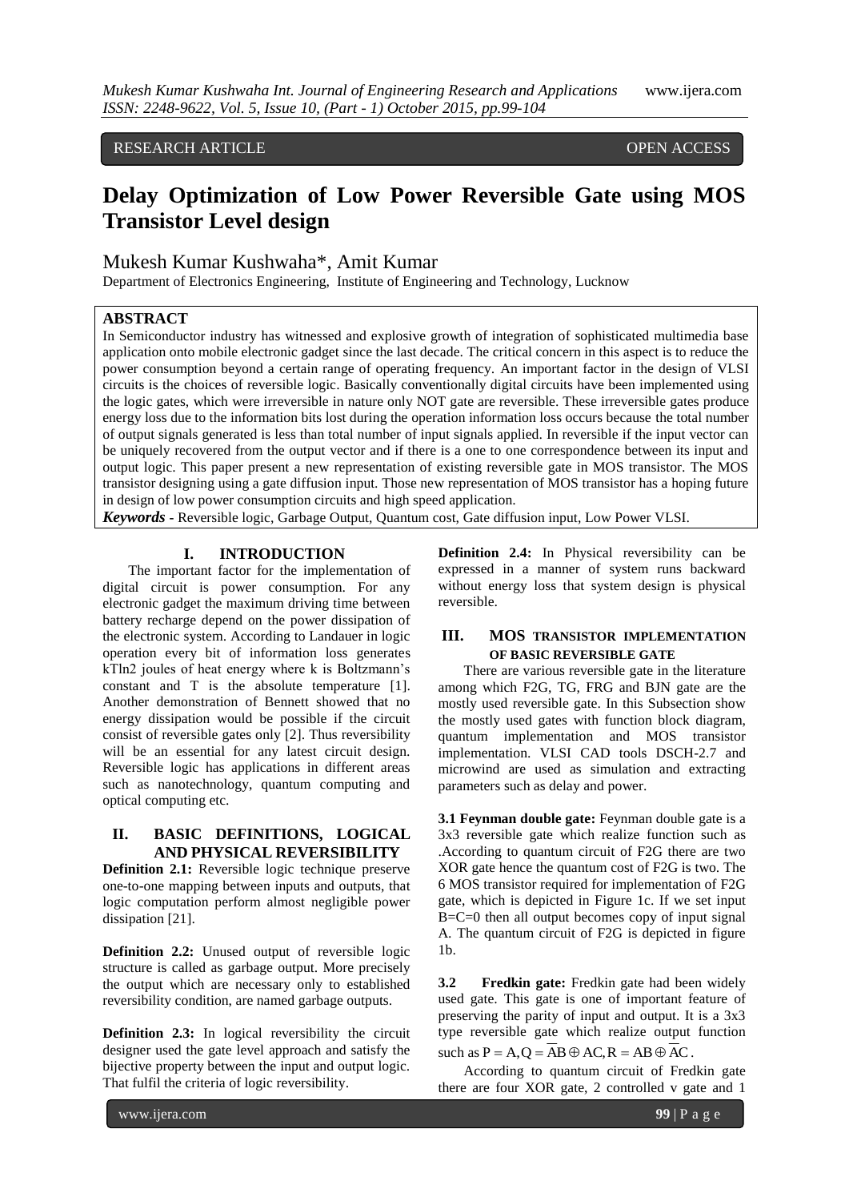RESEARCH ARTICLE OPEN ACCESS

# Delay Optimization of Low Power Reversible Gate using MOS Transistor Level design

Mukesh Kumar Kushwaha*, Amit Kumar

Department of Electronics Engineering, Institute of Engineering and Technology, Lucknow

## ABSTRACT

In Semiconductor industry has witnessed and explosive growth of integration of sophisticated multimedia base application onto mobile electronic gadget since the last decade. The critical concern in this aspect is to reduce the power consumption beyond a certain range of operating frequency. An important factor in the design of VLSI circuits is the choices of reversible logic. Basically conventionally digital circuits have been implemented using the logic gates, which were irreversible in nature only NOT gate are reversible. These irreversible gates produce energy loss due to the information bits lost during the operation information loss occurs because the total number of output signals generated is less than total number of input signals applied. In reversible if the input vector can be uniquely recovered from the output vector and if there is a one to one correspondence between its input and output logic. This paper present a new representation of existing reversible gate in MOS transistor. The MOS transistor designing using a gate diffusion input. Those new representation of MOS transistor has a hoping future in design of low power consumption circuits and high speed application.

***Keywords*** - Reversible logic, Garbage Output, Quantum cost, Gate diffusion input, Low Power VLSI.

## I. INTRODUCTION

The important factor for the implementation of digital circuit is power consumption. For any electronic gadget the maximum driving time between battery recharge depend on the power dissipation of the electronic system. According to Landauer in logic operation every bit of information loss generates kTln2 joules of heat energy where k is Boltzmann's constant and T is the absolute temperature [1]. Another demonstration of Bennett showed that no energy dissipation would be possible if the circuit consist of reversible gates only [2]. Thus reversibility will be an essential for any latest circuit design. Reversible logic has applications in different areas such as nanotechnology, quantum computing and optical computing etc.

## II. BASIC DEFINITIONS, LOGICAL AND PHYSICAL REVERSIBILITY

**Definition 2.1:** Reversible logic technique preserve one-to-one mapping between inputs and outputs, that logic computation perform almost negligible power dissipation [21].

**Definition 2.2:** Unused output of reversible logic structure is called as garbage output. More precisely the output which are necessary only to established reversibility condition, are named garbage outputs.

**Definition 2.3:** In logical reversibility the circuit designer used the gate level approach and satisfy the bijective property between the input and output logic. That fulfil the criteria of logic reversibility.

**Definition 2.4:** In Physical reversibility can be expressed in a manner of system runs backward without energy loss that system design is physical reversible.

## III. MOS TRANSISTOR IMPLEMENTATION OF BASIC REVERSIBLE GATE

There are various reversible gate in the literature among which F2G, TG, FRG and BJN gate are the mostly used reversible gate. In this Subsection show the mostly used gates with function block diagram, quantum implementation and MOS transistor implementation. VLSI CAD tools DSCH-2.7 and microwind are used as simulation and extracting parameters such as delay and power.

**3.1 Feynman double gate:** Feynman double gate is a 3x3 reversible gate which realize function such as .According to quantum circuit of F2G there are two XOR gate hence the quantum cost of F2G is two. The 6 MOS transistor required for implementation of F2G gate, which is depicted in Figure 1c. If we set input B=C=0 then all output becomes copy of input signal A. The quantum circuit of F2G is depicted in figure 1b.

**3.2 Fredkin gate:** Fredkin gate had been widely used gate. This gate is one of important feature of preserving the parity of input and output. It is a 3x3 type reversible gate which realize output function such as $P = A, Q = \overline{A}B \oplus AC, R = AB \oplus \overline{A}C$.

According to quantum circuit of Fredkin gate there are four XOR gate, 2 controlled v gate and 1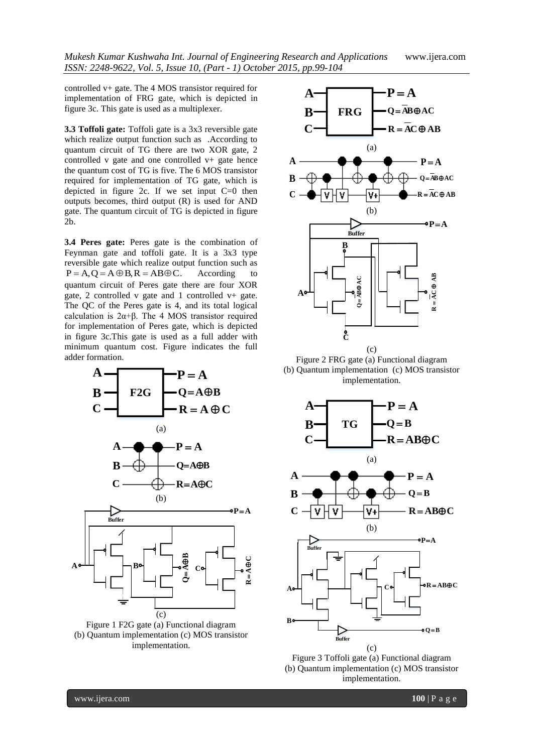controlled v+ gate. The 4 MOS transistor required for implementation of FRG gate, which is depicted in figure 3c. This gate is used as a multiplexer.

**3.3 Toffoli gate:** Toffoli gate is a 3x3 reversible gate which realize output function such as .According to quantum circuit of TG there are two XOR gate, 2 controlled v gate and one controlled v+ gate hence the quantum cost of TG is five. The 6 MOS transistor required for implementation of TG gate, which is depicted in figure 2c. If we set input C=0 then outputs becomes, third output (R) is used for AND gate. The quantum circuit of TG is depicted in figure 2b.

**3.4 Peres gate:** Peres gate is the combination of Feynman gate and toffoli gate. It is a 3x3 type reversible gate which realize output function such as $P = A, Q = A \oplus B, R = AB \oplus C$. According to quantum circuit of Peres gate there are four XOR gate, 2 controlled v gate and 1 controlled v+ gate. The QC of the Peres gate is 4, and its total logical calculation is 2α+β. The 4 MOS transistor required for implementation of Peres gate, which is depicted in figure 3c.This gate is used as a full adder with minimum quantum cost. Figure indicates the full adder formation.

Figure 1 F2G gate (a) Functional diagram (b) Quantum implementation (c) MOS transistor implementation.

Figure 2 FRG gate (a) Functional diagram (b) Quantum implementation (c) MOS transistor implementation.

Figure 3 Toffoli gate (a) Functional diagram (b) Quantum implementation (c) MOS transistor implementation.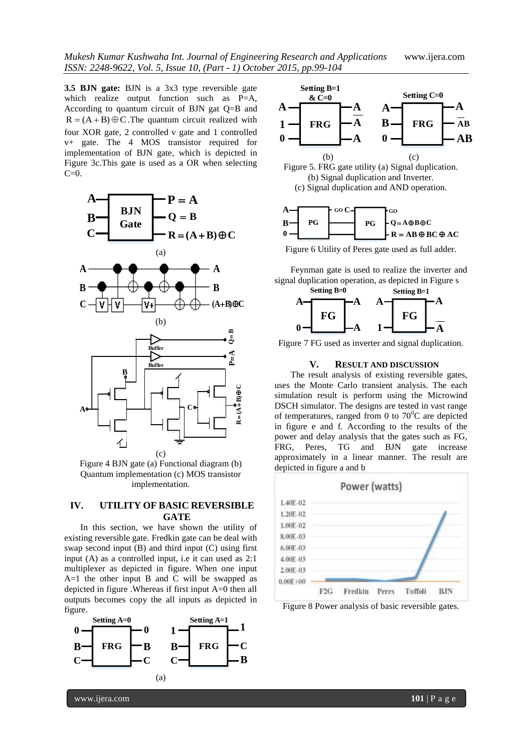**3.5 BJN gate:** BJN is a 3x3 type reversible gate which realize output function such as P=A, According to quantum circuit of BJN gat Q=B and $R = (A + B) \oplus C$. The quantum circuit realized with four XOR gate, 2 controlled v gate and 1 controlled v+ gate. The 4 MOS transistor required for implementation of BJN gate, which is depicted in Figure 3c.This gate is used as a OR when selecting C=0.

Figure 4 BJN gate (a) Functional diagram (b) Quantum implementation (c) MOS transistor implementation.

## IV. UTILITY OF BASIC REVERSIBLE GATE

In this section, we have shown the utility of existing reversible gate. Fredkin gate can be deal with swap second input (B) and third input (C) using first input (A) as a controlled input, i.e it can used as 2:1 multiplexer as depicted in figure. When one input A=1 the other input B and C will be swapped as depicted in figure .Whereas if first input A=0 then all outputs becomes copy the all inputs as depicted in figure.

Figure 5. FRG gate utility (a) Signal duplication. (b) Signal duplication and Inverter. (c) Signal duplication and AND operation.

Figure 6 Utility of Peres gate used as full adder.

Feynman gate is used to realize the inverter and signal duplication operation, as depicted in Figure s

Figure 7 FG used as inverter and signal duplication.

## V. RESULT AND DISCUSSION

The result analysis of existing reversible gates, uses the Monte Carlo transient analysis. The each simulation result is perform using the Microwind DSCH simulator. The designs are tested in vast range of temperatures, ranged from 0 to 70$^0$C are depicted in figure e and f. According to the results of the power and delay analysis that the gates such as FG, FRG, Peres, TG and BJN gate increase approximately in a linear manner. The result are depicted in figure a and b

Figure 8 Power analysis of basic reversible gates.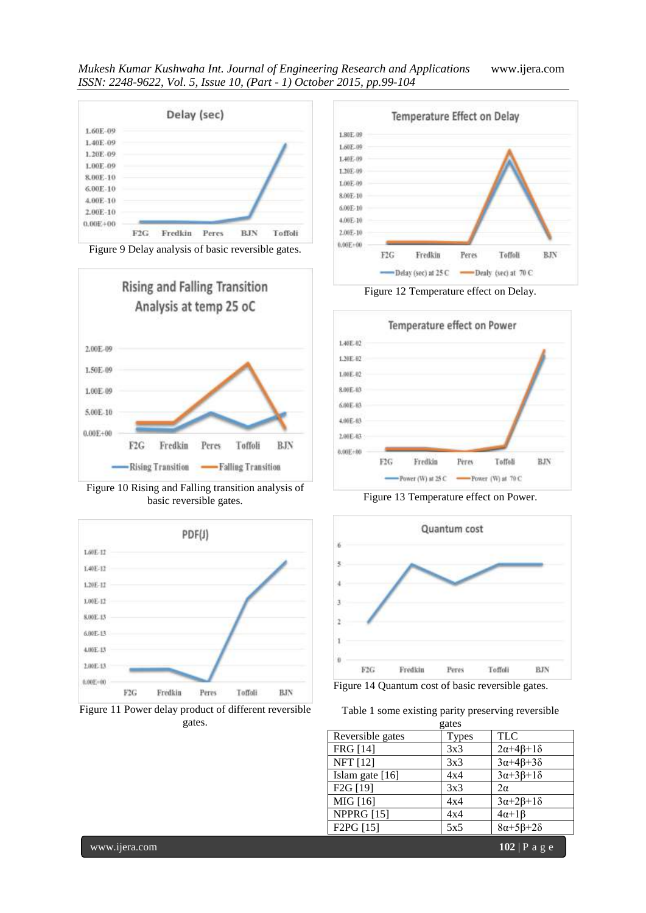Figure 9 Delay analysis of basic reversible gates.

Figure 10 Rising and Falling transition analysis of basic reversible gates.

Figure 11 Power delay product of different reversible gates.

Figure 12 Temperature effect on Delay.

Figure 13 Temperature effect on Power.

Figure 14 Quantum cost of basic reversible gates.

Table 1 some existing parity preserving reversible gates

| Reversible gates | Types | TLC |
|---|---|---|
| FRG [14] | 3x3 | $2\alpha+4\beta+1\delta$ |
| NFT [12] | 3x3 | $3\alpha+4\beta+3\delta$ |
| Islam gate [16] | 4x4 | $3\alpha+3\beta+1\delta$ |
| F2G [19] | 3x3 | $2\alpha$ |
| MIG [16] | 4x4 | $3\alpha+2\beta+1\delta$ |
| NPPRG [15] | 4x4 | $4\alpha+1\beta$ |
| F2PG [15] | 5x5 | $8\alpha+5\beta+2\delta$ |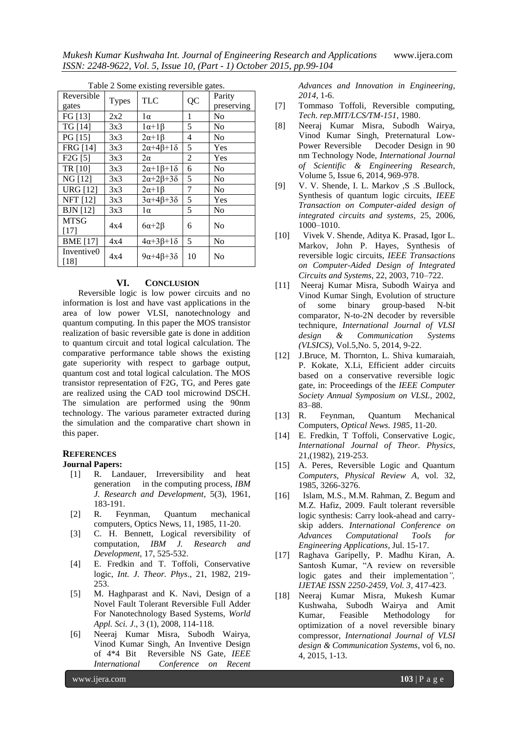Table 2 Some existing reversible gates.

| Reversible gates | Types | TLC | QC | Parity preserving |
|---|---|---|---|---|
| FG [13] | 2x2 | $1\alpha$ | 1 | No |
| TG [14] | 3x3 | $1\alpha+1\beta$ | 5 | No |
| PG [15] | 3x3 | $2\alpha+1\beta$ | 4 | No |
| FRG [14] | 3x3 | $2\alpha+4\beta+1\delta$ | 5 | Yes |
| F2G [5] | 3x3 | $2\alpha$ | 2 | Yes |
| TR [10] | 3x3 | $2\alpha+1\beta+1\delta$ | 6 | No |
| NG [12] | 3x3 | $2\alpha+2\beta+3\delta$ | 5 | No |
| URG [12] | 3x3 | $2\alpha+1\beta$ | 7 | No |
| NFT [12] | 3x3 | $3\alpha+4\beta+3\delta$ | 5 | Yes |
| BJN [12] | 3x3 | $1\alpha$ | 5 | No |
| MTSG [17] | 4x4 | $6\alpha+2\beta$ | 6 | No |
| BME [17] | 4x4 | $4\alpha+3\beta+1\delta$ | 5 | No |
| Inventive0 [18] | 4x4 | $9\alpha+4\beta+3\delta$ | 10 | No |

## VI. CONCLUSION

Reversible logic is low power circuits and no information is lost and have vast applications in the area of low power VLSI, nanotechnology and quantum computing. In this paper the MOS transistor realization of basic reversible gate is done in addition to quantum circuit and total logical calculation. The comparative performance table shows the existing gate superiority with respect to garbage output, quantum cost and total logical calculation. The MOS transistor representation of F2G, TG, and Peres gate are realized using the CAD tool microwind DSCH. The simulation are performed using the 90nm technology. The various parameter extracted during the simulation and the comparative chart shown in this paper.

## REFERENCES

**Journal Papers:**

[1] R. Landauer, Irreversibility and heat generation in the computing process, *IBM J. Research and Development*, 5(3), 1961, 183-191.

[2] R. Feynman, Quantum mechanical computers, Optics News, 11, 1985, 11-20.

[3] C. H. Bennett, Logical reversibility of computation, *IBM J. Research and Development*, 17, 525-532.

[4] E. Fredkin and T. Toffoli, Conservative logic, *Int. J. Theor. Phys*., 21, 1982, 219-253.

[5] M. Haghparast and K. Navi, Design of a Novel Fault Tolerant Reversible Full Adder For Nanotechnology Based Systems, *World Appl. Sci. J*., 3 (1), 2008, 114-118.

[6] Neeraj Kumar Misra, Subodh Wairya, Vinod Kumar Singh, An Inventive Design of 4*4 Bit Reversible NS Gate, *IEEE International Conference on Recent Advances and Innovation in Engineering, 2014,* 1-6.

[7] Tommaso Toffoli, Reversible computing, *Tech. rep.MIT/LCS/TM-151*, 1980.

[8] Neeraj Kumar Misra, Subodh Wairya, Vinod Kumar Singh, Preternatural Low-Power Reversible Decoder Design in 90 nm Technology Node, *International Journal of Scientific & Engineering Research*, Volume 5, Issue 6, 2014, 969-978.

[9] V. V. Shende, I. L. Markov ,S .S .Bullock, Synthesis of quantum logic circuits, *IEEE Transaction on Computer-aided design of integrated circuits and systems*, 25, 2006, 1000–1010.

[10] Vivek V. Shende, Aditya K. Prasad, Igor L. Markov, John P. Hayes, Synthesis of reversible logic circuits, *IEEE Transactions on Computer-Aided Design of Integrated Circuits and Systems*, 22, 2003, 710–722.

[11] Neeraj Kumar Misra, Subodh Wairya and Vinod Kumar Singh, Evolution of structure of some binary group-based N-bit comparator, N-to-2N decoder by reversible techniqure, *International Journal of VLSI design & Communication Systems (VLSICS)*, Vol.5,No. 5, 2014, 9-22.

[12] J.Bruce, M. Thornton, L. Shiva kumaraiah, P. Kokate, X.Li, Efficient adder circuits based on a conservative reversible logic gate, in: Proceedings of the *IEEE Computer Society Annual Symposium on VLSL*, 2002, 83–88.

[13] R. Feynman, Quantum Mechanical Computers, *Optical News. 1985*, 11-20.

[14] E. Fredkin, T Toffoli, Conservative Logic, *International Journal of Theor. Physics*, 21,(1982), 219-253.

[15] A. Peres, Reversible Logic and Quantum *Computers, Physical Review A*, vol. 32, 1985, 3266-3276.

[16] Islam, M.S., M.M. Rahman, Z. Begum and M.Z. Hafiz, 2009. Fault tolerant reversible logic synthesis: Carry look-ahead and carry-skip adders. *International Conference on Advances Computational Tools for Engineering Applications*, Jul. 15-17.

[17] Raghava Garipelly, P. Madhu Kiran, A. Santosh Kumar, "A review on reversible logic gates and their implementation*", IJETAE ISSN 2250-2459, Vol. 3*, 417-423.

[18] Neeraj Kumar Misra, Mukesh Kumar Kushwaha, Subodh Wairya and Amit Kumar, Feasible Methodology for optimization of a novel reversible binary compressor, *International Journal of VLSI design & Communication Systems*, vol 6, no. 4, 2015, 1-13.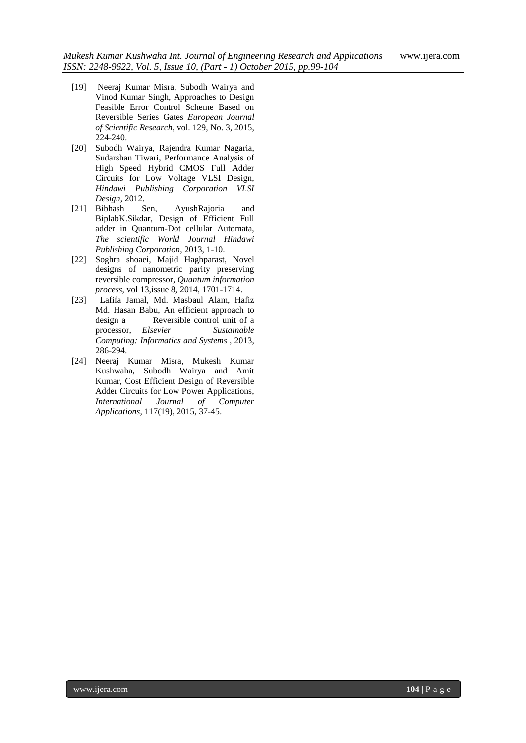[19] Neeraj Kumar Misra, Subodh Wairya and Vinod Kumar Singh, Approaches to Design Feasible Error Control Scheme Based on Reversible Series Gates *European Journal of Scientific Research*, vol. 129, No. 3, 2015, 224-240.

[20] Subodh Wairya, Rajendra Kumar Nagaria, Sudarshan Tiwari, Performance Analysis of High Speed Hybrid CMOS Full Adder Circuits for Low Voltage VLSI Design, *Hindawi Publishing Corporation VLSI Design*, 2012.

[21] Bibhash Sen, AyushRajoria and BiplabK.Sikdar, Design of Efficient Full adder in Quantum-Dot cellular Automata, *The scientific World Journal Hindawi Publishing Corporation*, 2013, 1-10.

[22] Soghra shoaei, Majid Haghparast, Novel designs of nanometric parity preserving reversible compressor, *Quantum information process*, vol 13,issue 8, 2014, 1701-1714.

[23] Lafifa Jamal, Md. Masbaul Alam, Hafiz Md. Hasan Babu, An efficient approach to design a Reversible control unit of a processor, *Elsevier Sustainable Computing: Informatics and Systems* , 2013, 286-294.

[24] Neeraj Kumar Misra, Mukesh Kumar Kushwaha, Subodh Wairya and Amit Kumar, Cost Efficient Design of Reversible Adder Circuits for Low Power Applications, *International Journal of Computer Applications*, 117(19), 2015, 37-45.